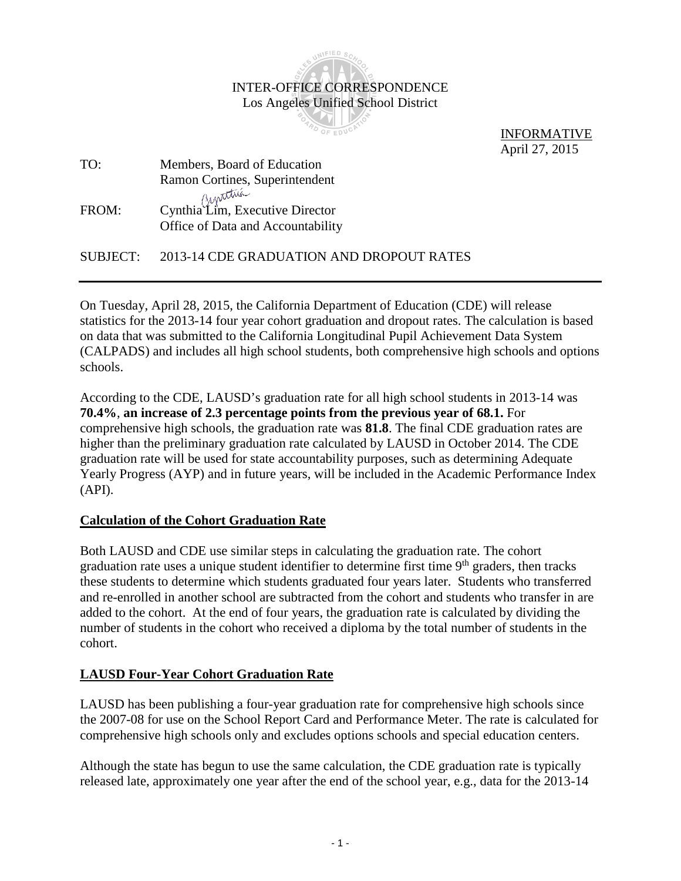INTER-OFFICE CORRESPONDENCE
Los Angeles Unified School District

INFORMATIVE
April 27, 2015

TO: Members, Board of Education
Ramon Cortines, Superintendent

FROM: Cynthia Lim, Executive Director
Office of Data and Accountability

SUBJECT: 2013-14 CDE GRADUATION AND DROPOUT RATES

---

On Tuesday, April 28, 2015, the California Department of Education (CDE) will release statistics for the 2013-14 four year cohort graduation and dropout rates. The calculation is based on data that was submitted to the California Longitudinal Pupil Achievement Data System (CALPADS) and includes all high school students, both comprehensive high schools and options schools.

According to the CDE, LAUSD's graduation rate for all high school students in 2013-14 was **70.4%**, **an increase of 2.3 percentage points from the previous year of 68.1.** For comprehensive high schools, the graduation rate was **81.8**. The final CDE graduation rates are higher than the preliminary graduation rate calculated by LAUSD in October 2014. The CDE graduation rate will be used for state accountability purposes, such as determining Adequate Yearly Progress (AYP) and in future years, will be included in the Academic Performance Index (API).

## Calculation of the Cohort Graduation Rate

Both LAUSD and CDE use similar steps in calculating the graduation rate. The cohort graduation rate uses a unique student identifier to determine first time 9th graders, then tracks these students to determine which students graduated four years later. Students who transferred and re-enrolled in another school are subtracted from the cohort and students who transfer in are added to the cohort. At the end of four years, the graduation rate is calculated by dividing the number of students in the cohort who received a diploma by the total number of students in the cohort.

## LAUSD Four-Year Cohort Graduation Rate

LAUSD has been publishing a four-year graduation rate for comprehensive high schools since the 2007-08 for use on the School Report Card and Performance Meter. The rate is calculated for comprehensive high schools only and excludes options schools and special education centers.

Although the state has begun to use the same calculation, the CDE graduation rate is typically released late, approximately one year after the end of the school year, e.g., data for the 2013-14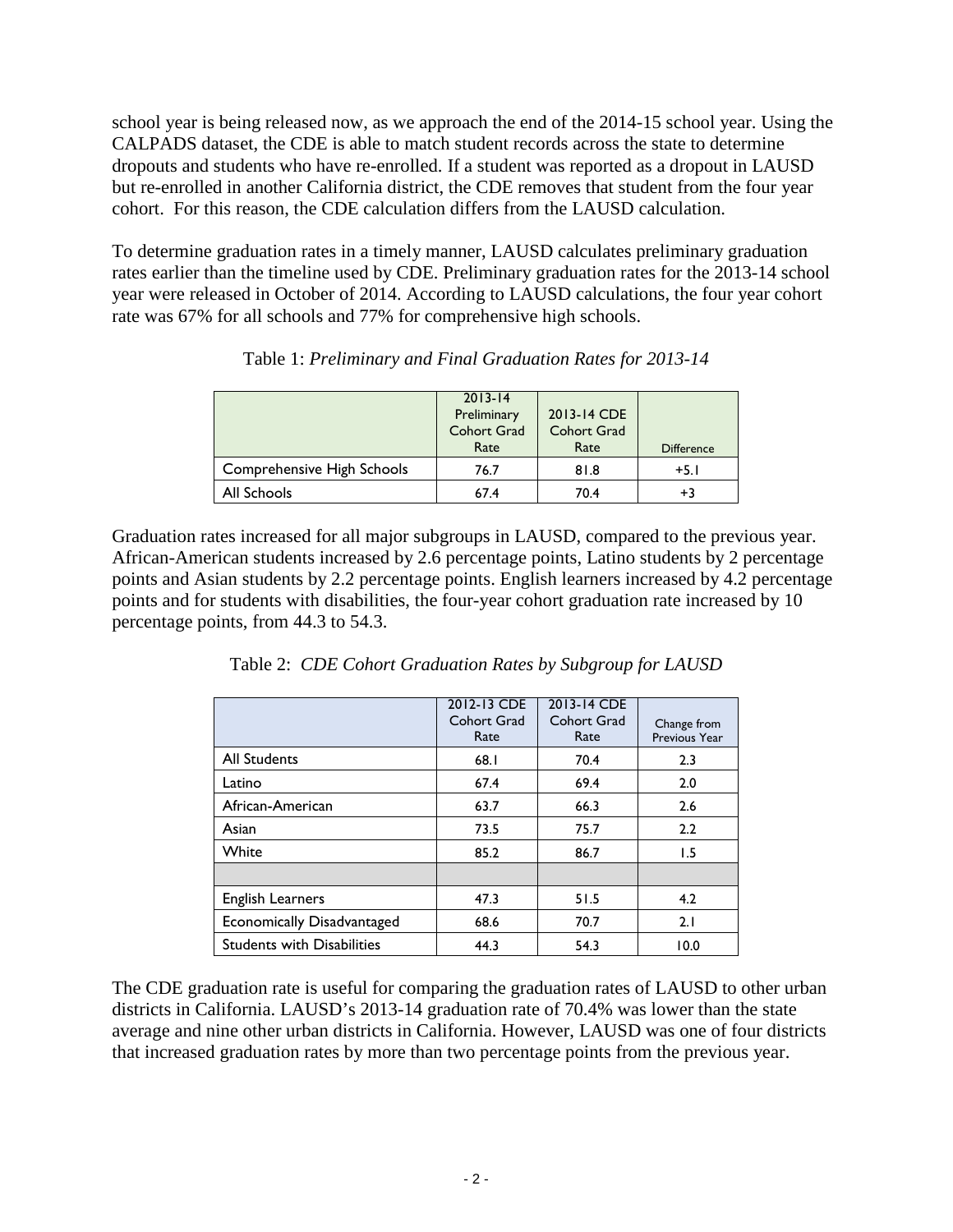school year is being released now, as we approach the end of the 2014-15 school year. Using the CALPADS dataset, the CDE is able to match student records across the state to determine dropouts and students who have re-enrolled. If a student was reported as a dropout in LAUSD but re-enrolled in another California district, the CDE removes that student from the four year cohort. For this reason, the CDE calculation differs from the LAUSD calculation.

To determine graduation rates in a timely manner, LAUSD calculates preliminary graduation rates earlier than the timeline used by CDE. Preliminary graduation rates for the 2013-14 school year were released in October of 2014. According to LAUSD calculations, the four year cohort rate was 67% for all schools and 77% for comprehensive high schools.

Table 1: *Preliminary and Final Graduation Rates for 2013-14*

| | 2013-14 Preliminary Cohort Grad Rate | 2013-14 CDE Cohort Grad Rate | Difference |
|---|---|---|---|
| Comprehensive High Schools | 76.7 | 81.8 | +5.1 |
| All Schools | 67.4 | 70.4 | +3 |

Graduation rates increased for all major subgroups in LAUSD, compared to the previous year. African-American students increased by 2.6 percentage points, Latino students by 2 percentage points and Asian students by 2.2 percentage points. English learners increased by 4.2 percentage points and for students with disabilities, the four-year cohort graduation rate increased by 10 percentage points, from 44.3 to 54.3.

Table 2: *CDE Cohort Graduation Rates by Subgroup for LAUSD*

| | 2012-13 CDE Cohort Grad Rate | 2013-14 CDE Cohort Grad Rate | Change from Previous Year |
|---|---|---|---|
| All Students | 68.1 | 70.4 | 2.3 |
| Latino | 67.4 | 69.4 | 2.0 |
| African-American | 63.7 | 66.3 | 2.6 |
| Asian | 73.5 | 75.7 | 2.2 |
| White | 85.2 | 86.7 | 1.5 |
| | | | |
| English Learners | 47.3 | 51.5 | 4.2 |
| Economically Disadvantaged | 68.6 | 70.7 | 2.1 |
| Students with Disabilities | 44.3 | 54.3 | 10.0 |

The CDE graduation rate is useful for comparing the graduation rates of LAUSD to other urban districts in California. LAUSD's 2013-14 graduation rate of 70.4% was lower than the state average and nine other urban districts in California. However, LAUSD was one of four districts that increased graduation rates by more than two percentage points from the previous year.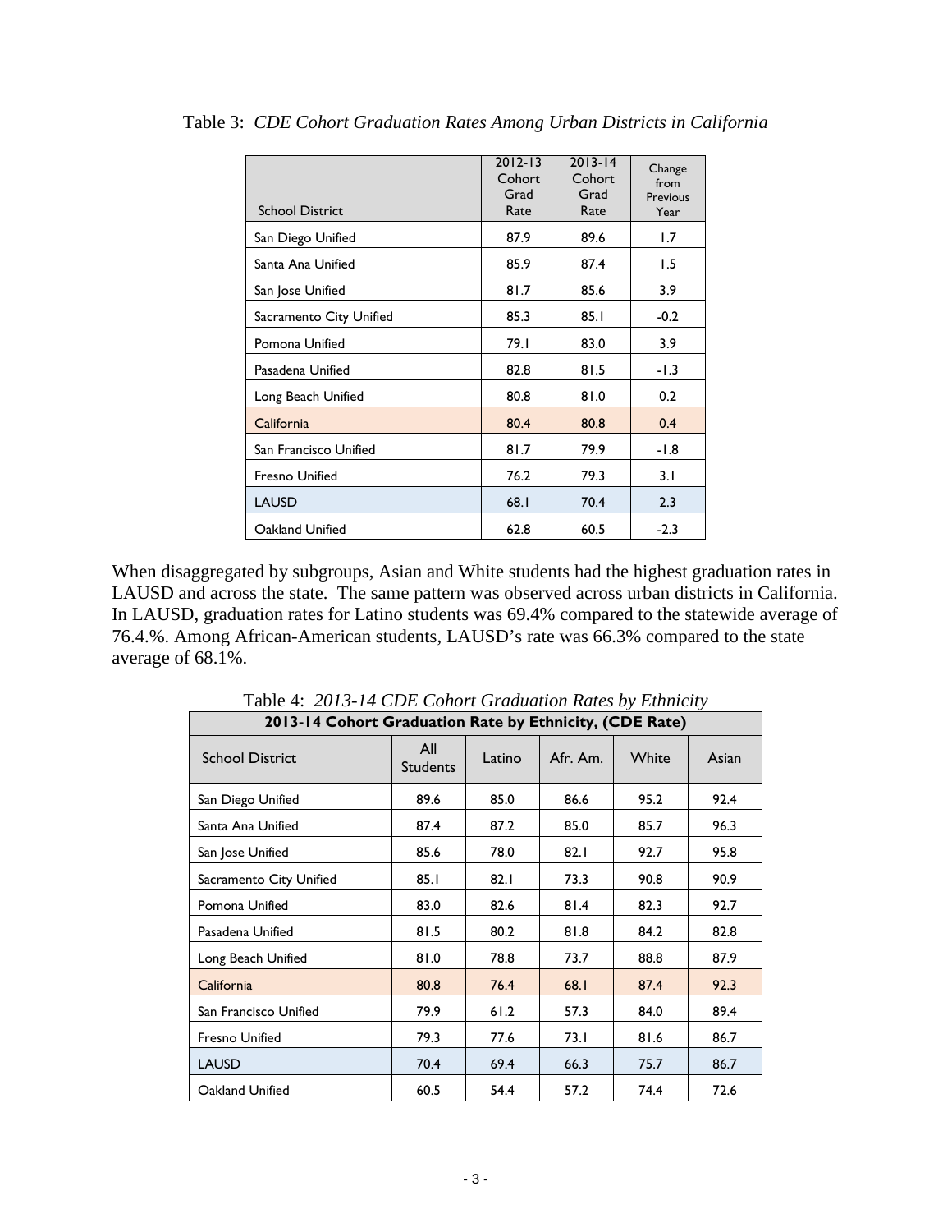Table 3: *CDE Cohort Graduation Rates Among Urban Districts in California*

| School District | 2012-13 Cohort Grad Rate | 2013-14 Cohort Grad Rate | Change from Previous Year |
|---|---|---|---|
| San Diego Unified | 87.9 | 89.6 | 1.7 |
| Santa Ana Unified | 85.9 | 87.4 | 1.5 |
| San Jose Unified | 81.7 | 85.6 | 3.9 |
| Sacramento City Unified | 85.3 | 85.1 | -0.2 |
| Pomona Unified | 79.1 | 83.0 | 3.9 |
| Pasadena Unified | 82.8 | 81.5 | -1.3 |
| Long Beach Unified | 80.8 | 81.0 | 0.2 |
| California | 80.4 | 80.8 | 0.4 |
| San Francisco Unified | 81.7 | 79.9 | -1.8 |
| Fresno Unified | 76.2 | 79.3 | 3.1 |
| LAUSD | 68.1 | 70.4 | 2.3 |
| Oakland Unified | 62.8 | 60.5 | -2.3 |

When disaggregated by subgroups, Asian and White students had the highest graduation rates in LAUSD and across the state. The same pattern was observed across urban districts in California. In LAUSD, graduation rates for Latino students was 69.4% compared to the statewide average of 76.4.%. Among African-American students, LAUSD's rate was 66.3% compared to the state average of 68.1%.

Table 4: *2013-14 CDE Cohort Graduation Rates by Ethnicity*

| **2013-14 Cohort Graduation Rate by Ethnicity, (CDE Rate)** | | | | | |
|---|---|---|---|---|---|
| School District | All Students | Latino | Afr. Am. | White | Asian |
| San Diego Unified | 89.6 | 85.0 | 86.6 | 95.2 | 92.4 |
| Santa Ana Unified | 87.4 | 87.2 | 85.0 | 85.7 | 96.3 |
| San Jose Unified | 85.6 | 78.0 | 82.1 | 92.7 | 95.8 |
| Sacramento City Unified | 85.1 | 82.1 | 73.3 | 90.8 | 90.9 |
| Pomona Unified | 83.0 | 82.6 | 81.4 | 82.3 | 92.7 |
| Pasadena Unified | 81.5 | 80.2 | 81.8 | 84.2 | 82.8 |
| Long Beach Unified | 81.0 | 78.8 | 73.7 | 88.8 | 87.9 |
| California | 80.8 | 76.4 | 68.1 | 87.4 | 92.3 |
| San Francisco Unified | 79.9 | 61.2 | 57.3 | 84.0 | 89.4 |
| Fresno Unified | 79.3 | 77.6 | 73.1 | 81.6 | 86.7 |
| LAUSD | 70.4 | 69.4 | 66.3 | 75.7 | 86.7 |
| Oakland Unified | 60.5 | 54.4 | 57.2 | 74.4 | 72.6 |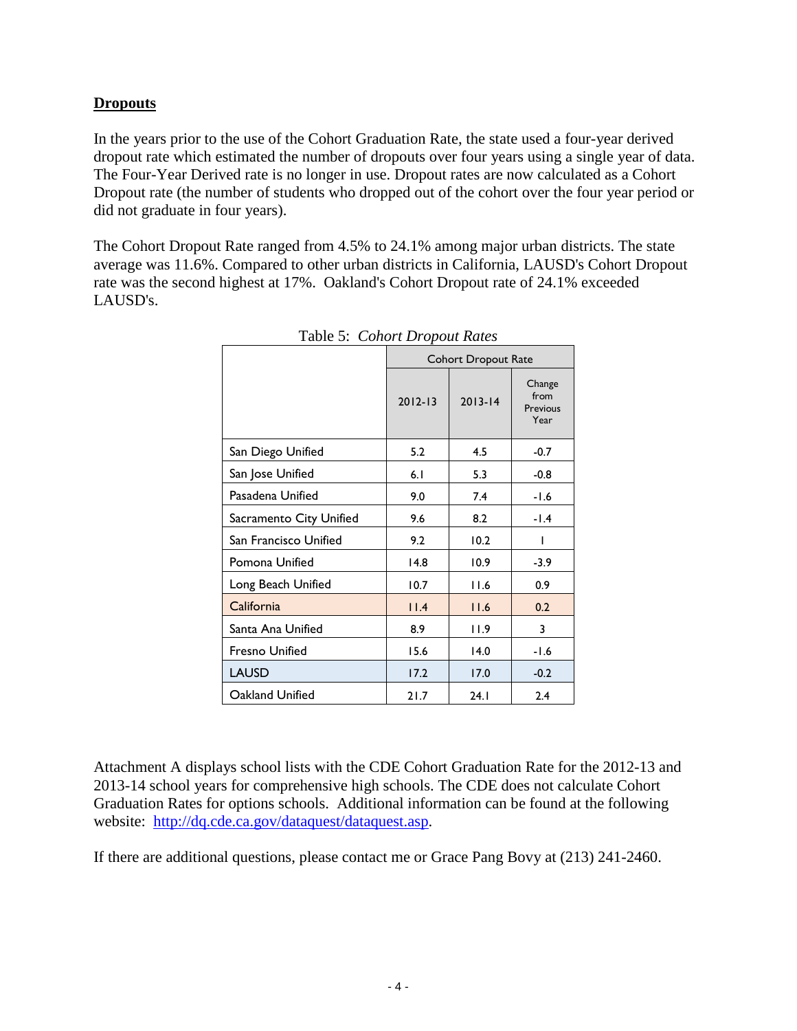**Dropouts**

In the years prior to the use of the Cohort Graduation Rate, the state used a four-year derived dropout rate which estimated the number of dropouts over four years using a single year of data. The Four-Year Derived rate is no longer in use. Dropout rates are now calculated as a Cohort Dropout rate (the number of students who dropped out of the cohort over the four year period or did not graduate in four years).

The Cohort Dropout Rate ranged from 4.5% to 24.1% among major urban districts. The state average was 11.6%. Compared to other urban districts in California, LAUSD's Cohort Dropout rate was the second highest at 17%. Oakland's Cohort Dropout rate of 24.1% exceeded LAUSD's.

Table 5: *Cohort Dropout Rates*

| | Cohort Dropout Rate | | |
|---|---|---|---|
| | 2012-13 | 2013-14 | Change from Previous Year |
| San Diego Unified | 5.2 | 4.5 | -0.7 |
| San Jose Unified | 6.1 | 5.3 | -0.8 |
| Pasadena Unified | 9.0 | 7.4 | -1.6 |
| Sacramento City Unified | 9.6 | 8.2 | -1.4 |
| San Francisco Unified | 9.2 | 10.2 | 1 |
| Pomona Unified | 14.8 | 10.9 | -3.9 |
| Long Beach Unified | 10.7 | 11.6 | 0.9 |
| California | 11.4 | 11.6 | 0.2 |
| Santa Ana Unified | 8.9 | 11.9 | 3 |
| Fresno Unified | 15.6 | 14.0 | -1.6 |
| LAUSD | 17.2 | 17.0 | -0.2 |
| Oakland Unified | 21.7 | 24.1 | 2.4 |

Attachment A displays school lists with the CDE Cohort Graduation Rate for the 2012-13 and 2013-14 school years for comprehensive high schools. The CDE does not calculate Cohort Graduation Rates for options schools. Additional information can be found at the following website: http://dq.cde.ca.gov/dataquest/dataquest.asp.

If there are additional questions, please contact me or Grace Pang Bovy at (213) 241-2460.